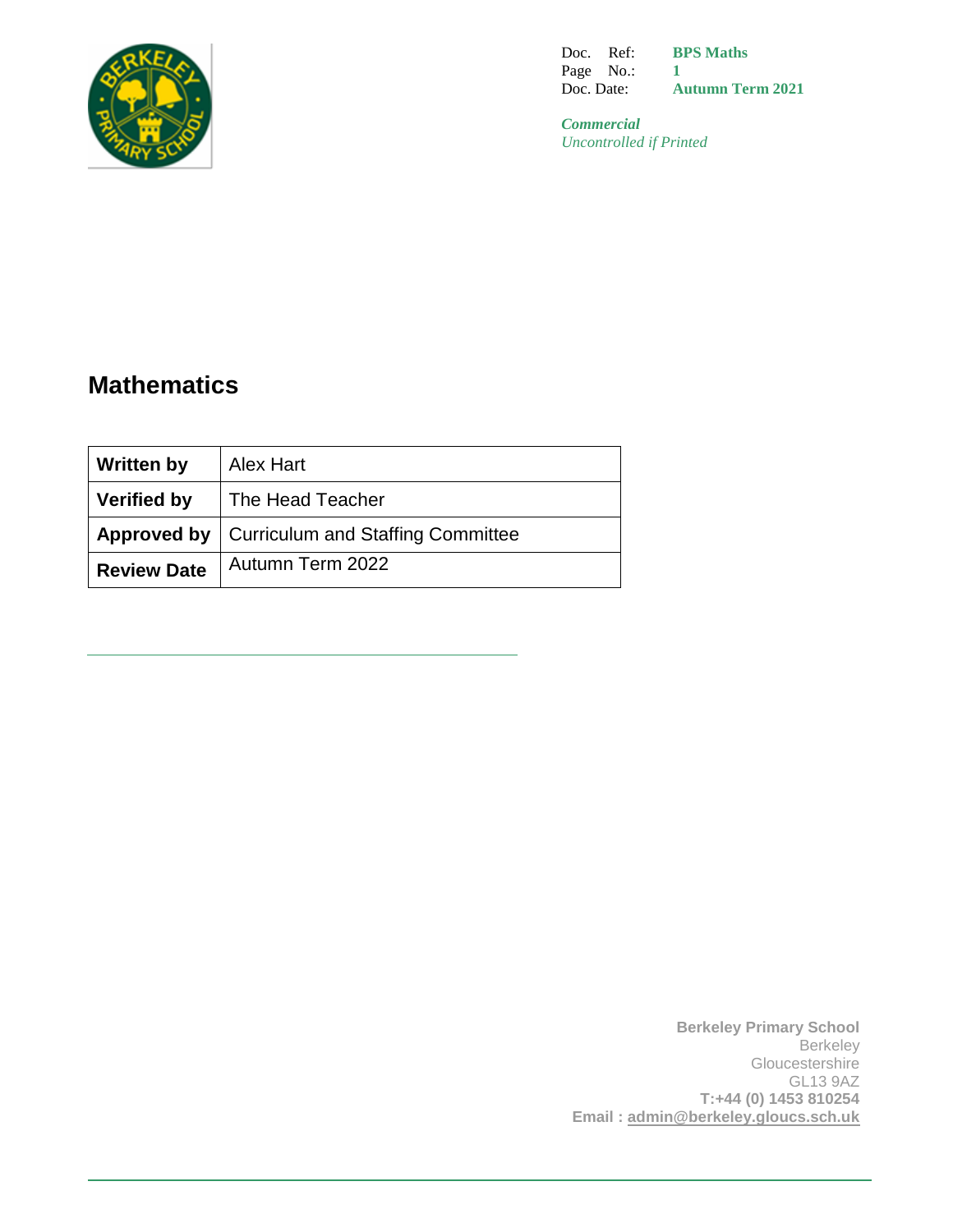Doc. Ref: **BPS Maths**
Page No.: **1**
Doc. Date: **Autumn Term 2021**

***Commercial***
*Uncontrolled if Printed*

# Mathematics

| | |
|---|---|
| **Written by** | Alex Hart |
| **Verified by** | The Head Teacher |
| **Approved by** | Curriculum and Staffing Committee |
| **Review Date** | Autumn Term 2022 |

**Berkeley Primary School**
Berkeley
Gloucestershire
GL13 9AZ
**T:+44 (0) 1453 810254**
**Email : admin@berkeley.gloucs.sch.uk**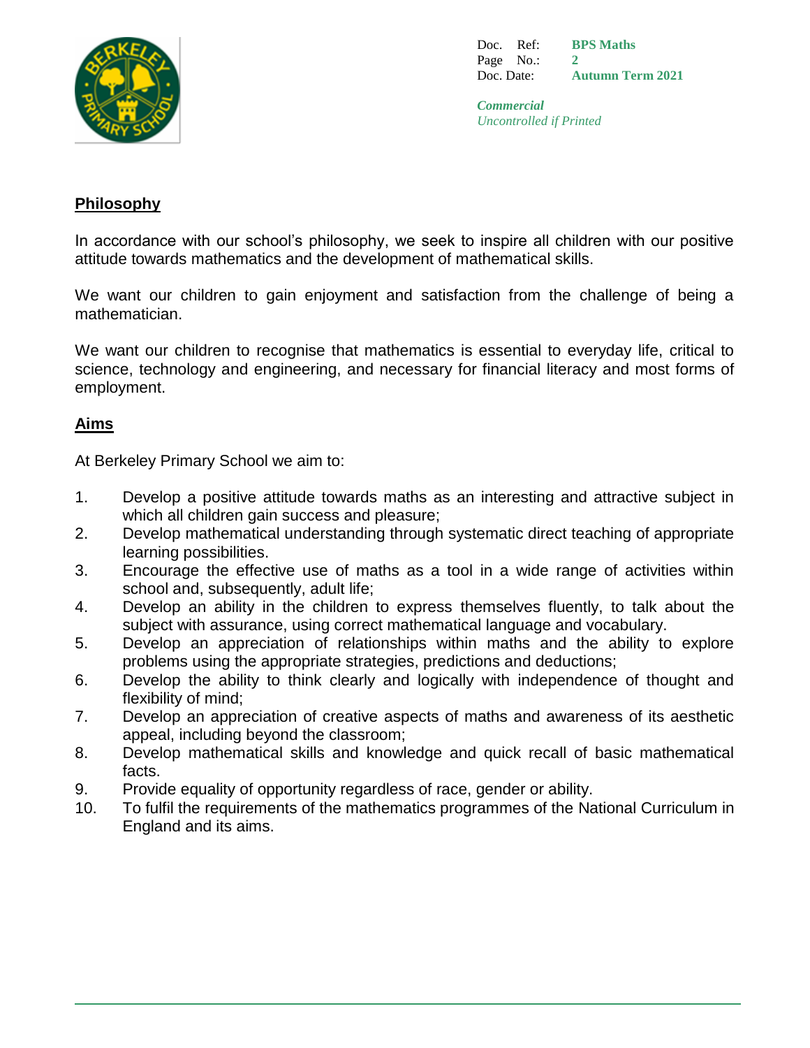## Philosophy

In accordance with our school's philosophy, we seek to inspire all children with our positive attitude towards mathematics and the development of mathematical skills.

We want our children to gain enjoyment and satisfaction from the challenge of being a mathematician.

We want our children to recognise that mathematics is essential to everyday life, critical to science, technology and engineering, and necessary for financial literacy and most forms of employment.

## Aims

At Berkeley Primary School we aim to:

1. Develop a positive attitude towards maths as an interesting and attractive subject in which all children gain success and pleasure;
2. Develop mathematical understanding through systematic direct teaching of appropriate learning possibilities.
3. Encourage the effective use of maths as a tool in a wide range of activities within school and, subsequently, adult life;
4. Develop an ability in the children to express themselves fluently, to talk about the subject with assurance, using correct mathematical language and vocabulary.
5. Develop an appreciation of relationships within maths and the ability to explore problems using the appropriate strategies, predictions and deductions;
6. Develop the ability to think clearly and logically with independence of thought and flexibility of mind;
7. Develop an appreciation of creative aspects of maths and awareness of its aesthetic appeal, including beyond the classroom;
8. Develop mathematical skills and knowledge and quick recall of basic mathematical facts.
9. Provide equality of opportunity regardless of race, gender or ability.
10. To fulfil the requirements of the mathematics programmes of the National Curriculum in England and its aims.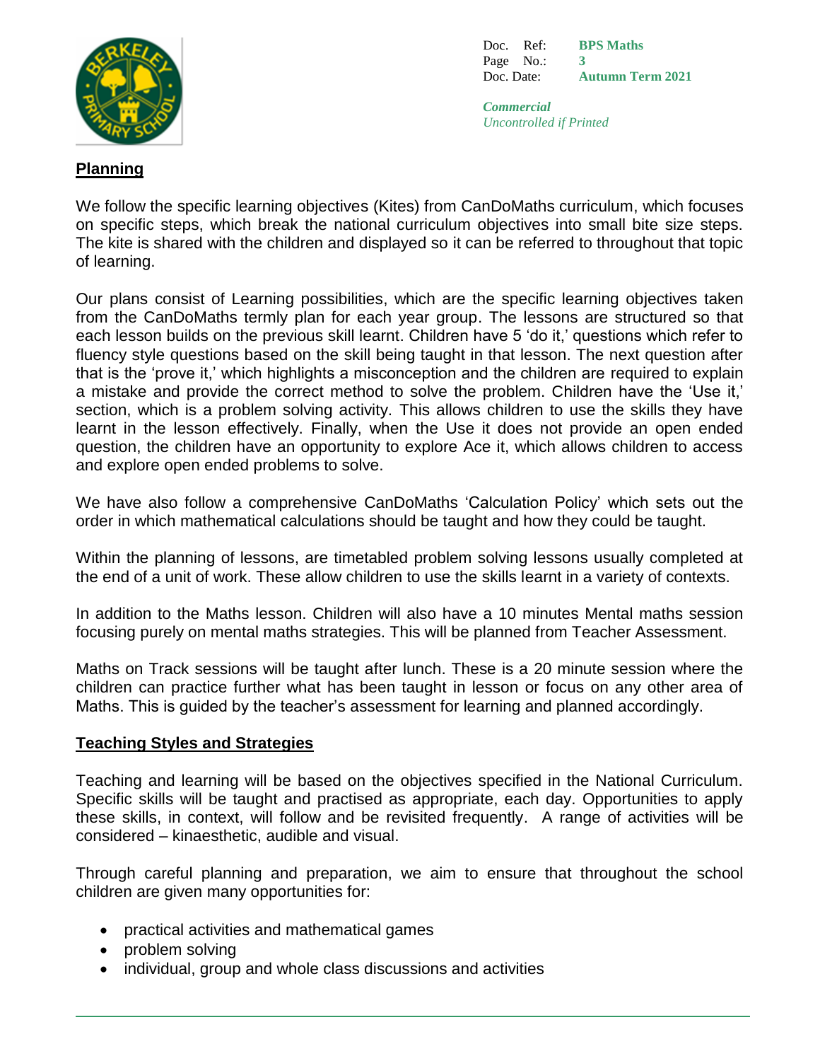## Planning

We follow the specific learning objectives (Kites) from CanDoMaths curriculum, which focuses on specific steps, which break the national curriculum objectives into small bite size steps. The kite is shared with the children and displayed so it can be referred to throughout that topic of learning.

Our plans consist of Learning possibilities, which are the specific learning objectives taken from the CanDoMaths termly plan for each year group. The lessons are structured so that each lesson builds on the previous skill learnt. Children have 5 'do it,' questions which refer to fluency style questions based on the skill being taught in that lesson. The next question after that is the 'prove it,' which highlights a misconception and the children are required to explain a mistake and provide the correct method to solve the problem. Children have the 'Use it,' section, which is a problem solving activity. This allows children to use the skills they have learnt in the lesson effectively. Finally, when the Use it does not provide an open ended question, the children have an opportunity to explore Ace it, which allows children to access and explore open ended problems to solve.

We have also follow a comprehensive CanDoMaths 'Calculation Policy' which sets out the order in which mathematical calculations should be taught and how they could be taught.

Within the planning of lessons, are timetabled problem solving lessons usually completed at the end of a unit of work. These allow children to use the skills learnt in a variety of contexts.

In addition to the Maths lesson. Children will also have a 10 minutes Mental maths session focusing purely on mental maths strategies. This will be planned from Teacher Assessment.

Maths on Track sessions will be taught after lunch. These is a 20 minute session where the children can practice further what has been taught in lesson or focus on any other area of Maths. This is guided by the teacher's assessment for learning and planned accordingly.

## Teaching Styles and Strategies

Teaching and learning will be based on the objectives specified in the National Curriculum. Specific skills will be taught and practised as appropriate, each day. Opportunities to apply these skills, in context, will follow and be revisited frequently. A range of activities will be considered – kinaesthetic, audible and visual.

Through careful planning and preparation, we aim to ensure that throughout the school children are given many opportunities for:

- practical activities and mathematical games
- problem solving
- individual, group and whole class discussions and activities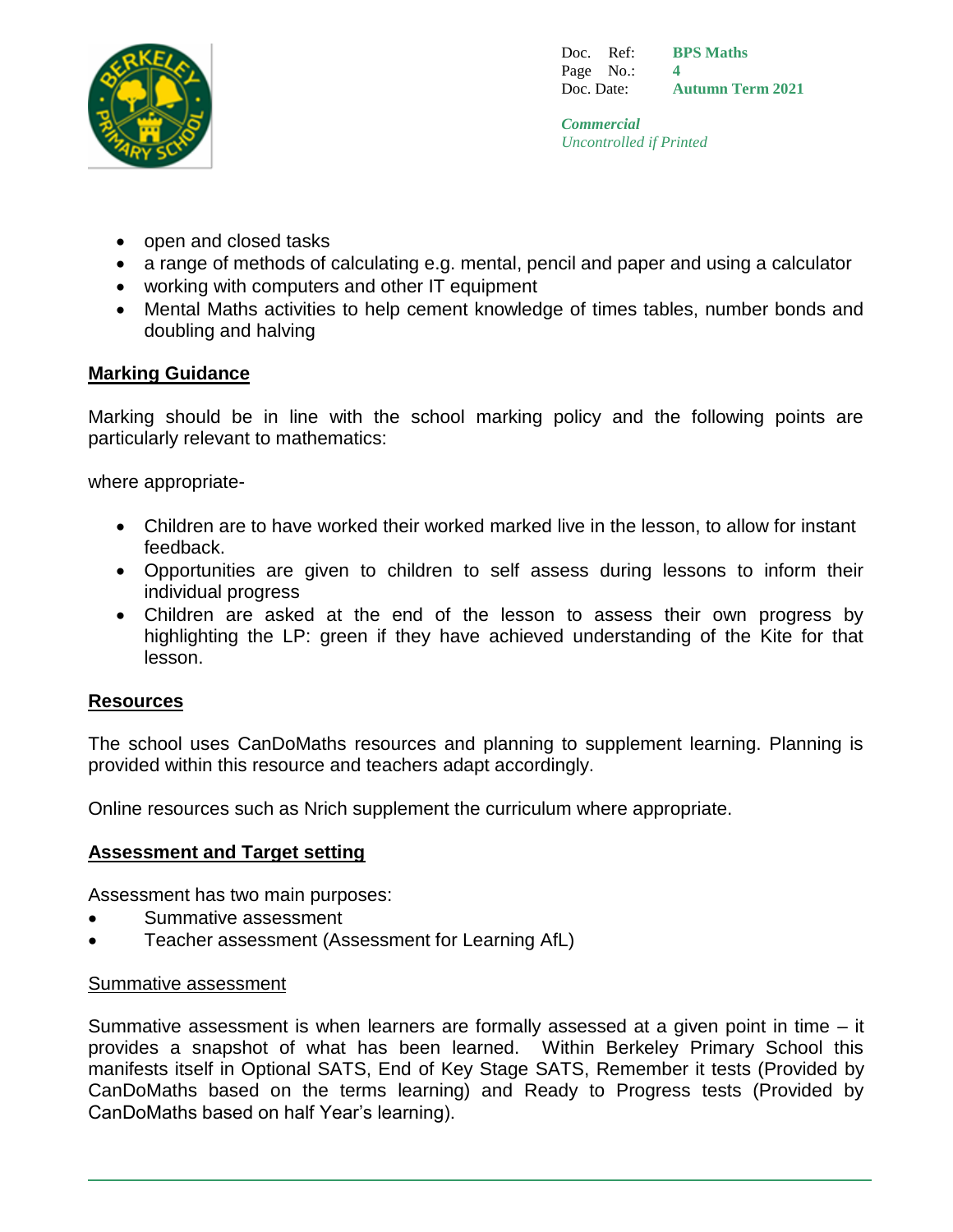- open and closed tasks
- a range of methods of calculating e.g. mental, pencil and paper and using a calculator
- working with computers and other IT equipment
- Mental Maths activities to help cement knowledge of times tables, number bonds and doubling and halving

## Marking Guidance

Marking should be in line with the school marking policy and the following points are particularly relevant to mathematics:

where appropriate-

- Children are to have worked their worked marked live in the lesson, to allow for instant feedback.
- Opportunities are given to children to self assess during lessons to inform their individual progress
- Children are asked at the end of the lesson to assess their own progress by highlighting the LP: green if they have achieved understanding of the Kite for that lesson.

## Resources

The school uses CanDoMaths resources and planning to supplement learning. Planning is provided within this resource and teachers adapt accordingly.

Online resources such as Nrich supplement the curriculum where appropriate.

## Assessment and Target setting

Assessment has two main purposes:

- Summative assessment
- Teacher assessment (Assessment for Learning AfL)

### Summative assessment

Summative assessment is when learners are formally assessed at a given point in time – it provides a snapshot of what has been learned. Within Berkeley Primary School this manifests itself in Optional SATS, End of Key Stage SATS, Remember it tests (Provided by CanDoMaths based on the terms learning) and Ready to Progress tests (Provided by CanDoMaths based on half Year's learning).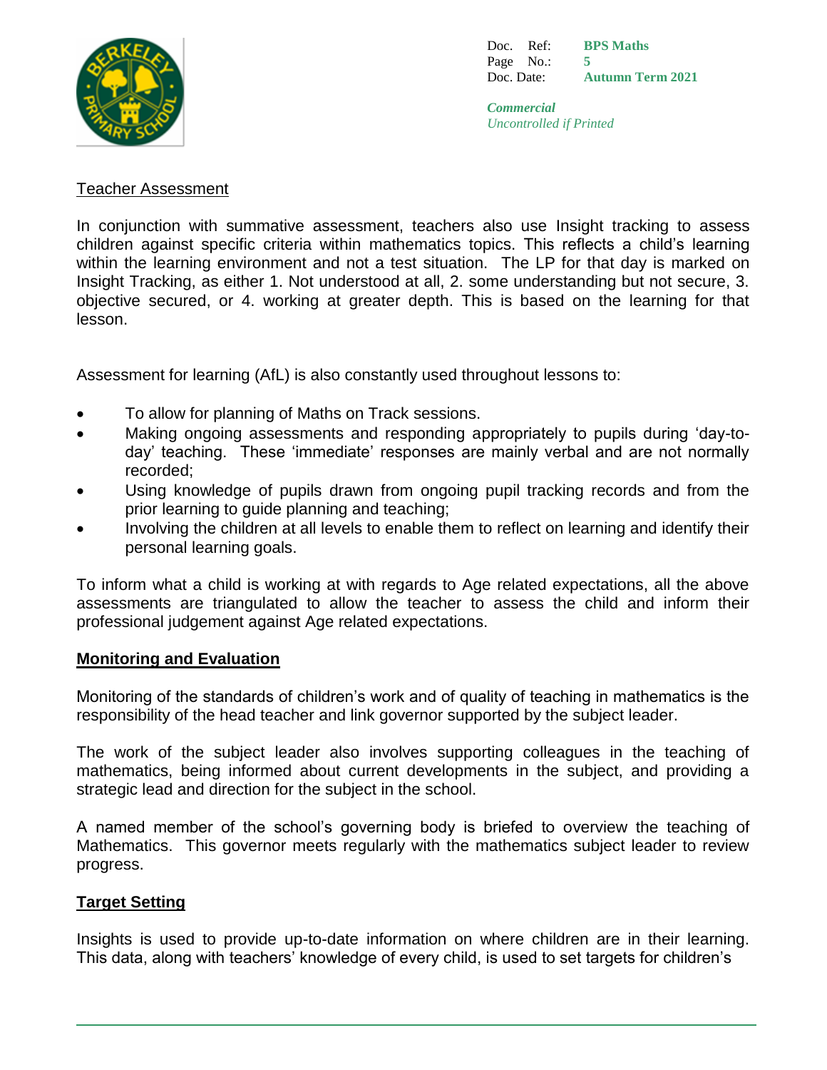Teacher Assessment

In conjunction with summative assessment, teachers also use Insight tracking to assess children against specific criteria within mathematics topics. This reflects a child's learning within the learning environment and not a test situation. The LP for that day is marked on Insight Tracking, as either 1. Not understood at all, 2. some understanding but not secure, 3. objective secured, or 4. working at greater depth. This is based on the learning for that lesson.

Assessment for learning (AfL) is also constantly used throughout lessons to:

- To allow for planning of Maths on Track sessions.
- Making ongoing assessments and responding appropriately to pupils during 'day-to-day' teaching. These 'immediate' responses are mainly verbal and are not normally recorded;
- Using knowledge of pupils drawn from ongoing pupil tracking records and from the prior learning to guide planning and teaching;
- Involving the children at all levels to enable them to reflect on learning and identify their personal learning goals.

To inform what a child is working at with regards to Age related expectations, all the above assessments are triangulated to allow the teacher to assess the child and inform their professional judgement against Age related expectations.

## Monitoring and Evaluation

Monitoring of the standards of children's work and of quality of teaching in mathematics is the responsibility of the head teacher and link governor supported by the subject leader.

The work of the subject leader also involves supporting colleagues in the teaching of mathematics, being informed about current developments in the subject, and providing a strategic lead and direction for the subject in the school.

A named member of the school's governing body is briefed to overview the teaching of Mathematics. This governor meets regularly with the mathematics subject leader to review progress.

## Target Setting

Insights is used to provide up-to-date information on where children are in their learning. This data, along with teachers' knowledge of every child, is used to set targets for children's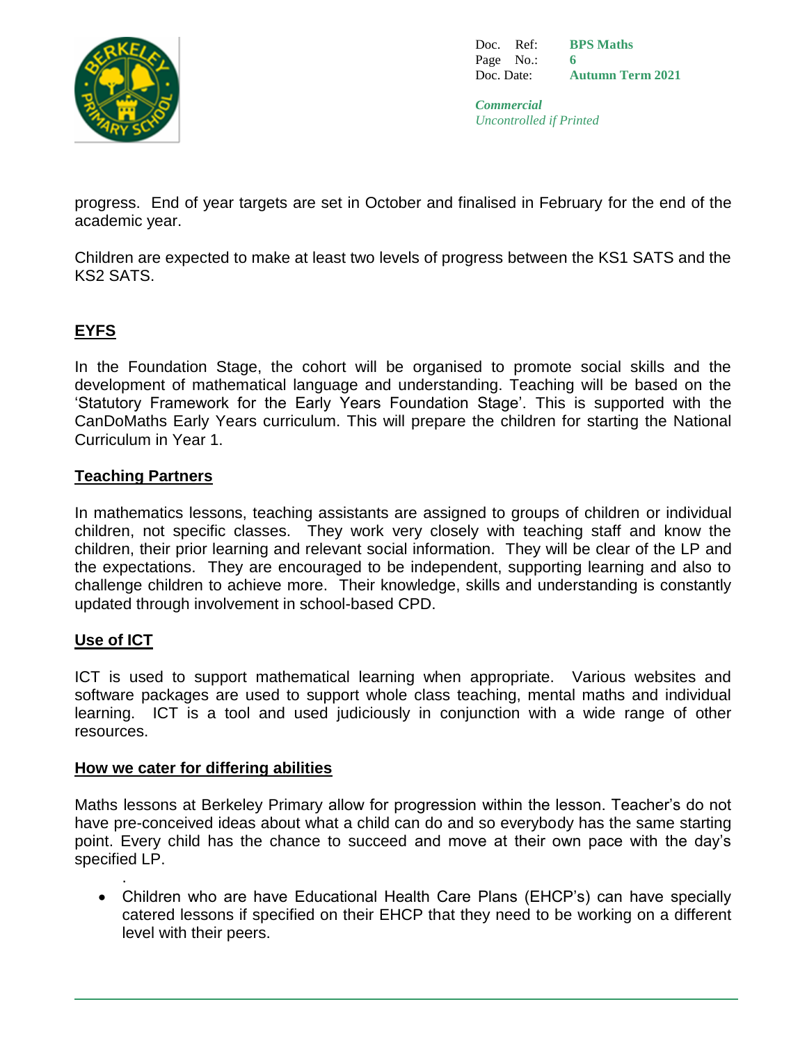progress. End of year targets are set in October and finalised in February for the end of the academic year.

Children are expected to make at least two levels of progress between the KS1 SATS and the KS2 SATS.

## EYFS

In the Foundation Stage, the cohort will be organised to promote social skills and the development of mathematical language and understanding. Teaching will be based on the 'Statutory Framework for the Early Years Foundation Stage'. This is supported with the CanDoMaths Early Years curriculum. This will prepare the children for starting the National Curriculum in Year 1.

## Teaching Partners

In mathematics lessons, teaching assistants are assigned to groups of children or individual children, not specific classes. They work very closely with teaching staff and know the children, their prior learning and relevant social information. They will be clear of the LP and the expectations. They are encouraged to be independent, supporting learning and also to challenge children to achieve more. Their knowledge, skills and understanding is constantly updated through involvement in school-based CPD.

## Use of ICT

ICT is used to support mathematical learning when appropriate. Various websites and software packages are used to support whole class teaching, mental maths and individual learning. ICT is a tool and used judiciously in conjunction with a wide range of other resources.

## How we cater for differing abilities

Maths lessons at Berkeley Primary allow for progression within the lesson. Teacher's do not have pre-conceived ideas about what a child can do and so everybody has the same starting point. Every child has the chance to succeed and move at their own pace with the day's specified LP.

.

- Children who are have Educational Health Care Plans (EHCP's) can have specially catered lessons if specified on their EHCP that they need to be working on a different level with their peers.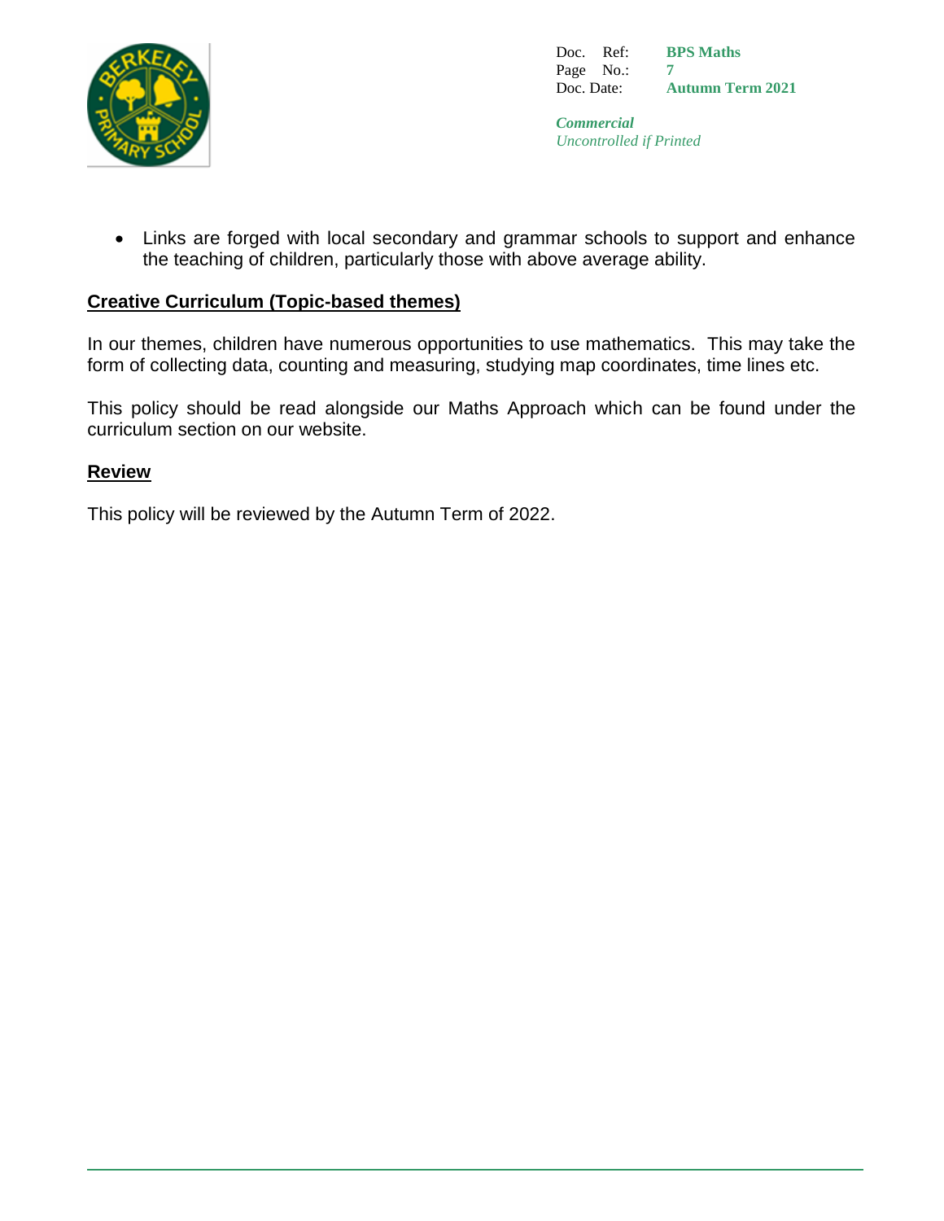- Links are forged with local secondary and grammar schools to support and enhance the teaching of children, particularly those with above average ability.

## Creative Curriculum (Topic-based themes)

In our themes, children have numerous opportunities to use mathematics. This may take the form of collecting data, counting and measuring, studying map coordinates, time lines etc.

This policy should be read alongside our Maths Approach which can be found under the curriculum section on our website.

## Review

This policy will be reviewed by the Autumn Term of 2022.